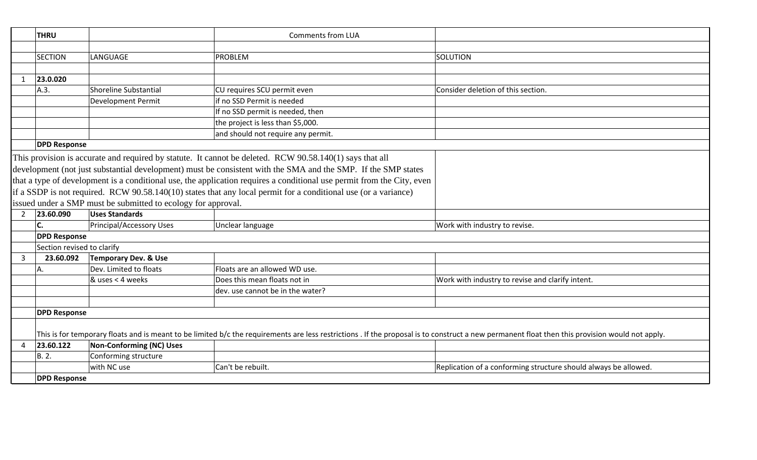| | THRU | | Comments from LUA | |
|---|---|---|---|---|
| | | | | |
| | SECTION | LANGUAGE | PROBLEM | SOLUTION |
| | | | | |
| 1 | **23.0.020** | | | |
| | A.3. | Shoreline Substantial | CU requires SCU permit even | Consider deletion of this section. |
| | | Development Permit | if no SSD Permit is needed | |
| | | | If no SSD permit is needed, then | |
| | | | the project is less than $5,000. | |
| | | | and should not require any permit. | |
| | **DPD Response** | | | |
| This provision is accurate and required by statute. It cannot be deleted. RCW 90.58.140(1) says that all development (not just substantial development) must be consistent with the SMA and the SMP. If the SMP states that a type of development is a conditional use, the application requires a conditional use permit from the City, even if a SSDP is not required. RCW 90.58.140(10) states that any local permit for a conditional use (or a variance) issued under a SMP must be submitted to ecology for approval. | | | | |
| 2 | **23.60.090** | **Uses Standards** | | |
| | **C.** | Principal/Accessory Uses | Unclear language | Work with industry to revise. |
| | **DPD Response** | | | |
| | Section revised to clarify | | | |
| 3 | **23.60.092** | **Temporary Dev. & Use** | | |
| | A. | Dev. Limited to floats | Floats are an allowed WD use. | |
| | | & uses < 4 weeks | Does this mean floats not in | Work with industry to revise and clarify intent. |
| | | | dev. use cannot be in the water? | |
| | | | | |
| | **DPD Response** | | | |
| | This is for temporary floats and is meant to be limited b/c the requirements are less restrictions . If the proposal is to construct a new permanent float then this provision would not apply. | | | |
| 4 | **23.60.122** | **Non-Conforming (NC) Uses** | | |
| | B. 2. | Conforming structure | | |
| | | with NC use | Can't be rebuilt. | Replication of a conforming structure should always be allowed. |
| | **DPD Response** | | | |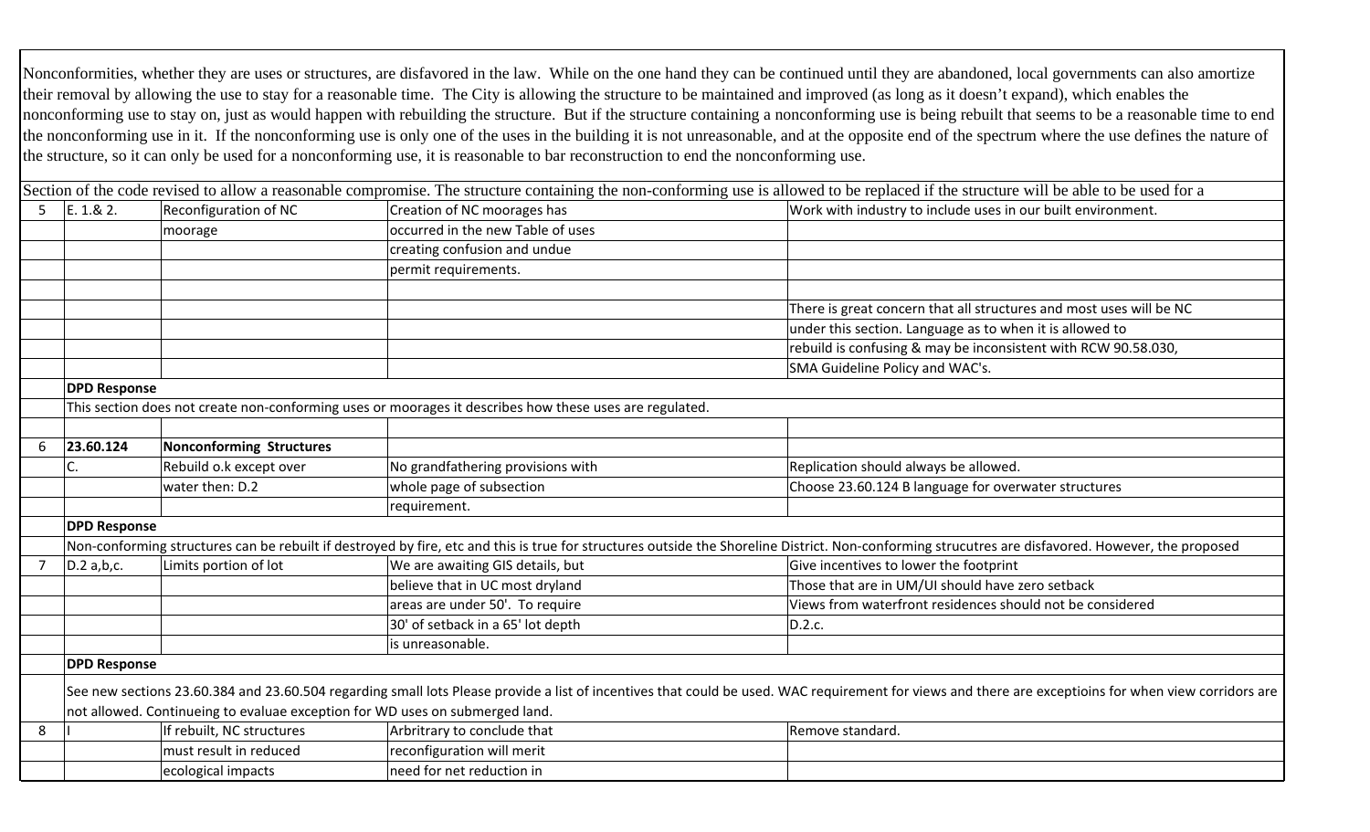Nonconformities, whether they are uses or structures, are disfavored in the law. While on the one hand they can be continued until they are abandoned, local governments can also amortize their removal by allowing the use to stay for a reasonable time. The City is allowing the structure to be maintained and improved (as long as it doesn't expand), which enables the nonconforming use to stay on, just as would happen with rebuilding the structure. But if the structure containing a nonconforming use is being rebuilt that seems to be a reasonable time to end the nonconforming use in it. If the nonconforming use is only one of the uses in the building it is not unreasonable, and at the opposite end of the spectrum where the use defines the nature of the structure, so it can only be used for a nonconforming use, it is reasonable to bar reconstruction to end the nonconforming use.

Section of the code revised to allow a reasonable compromise. The structure containing the non-conforming use is allowed to be replaced if the structure will be able to be used for a

| | | | | |
|---|---|---|---|---|
| 5 | E. 1.& 2. | Reconfiguration of NC moorage | Creation of NC moorages has occurred in the new Table of uses creating confusion and undue permit requirements. | Work with industry to include uses in our built environment. |
| | | | | There is great concern that all structures and most uses will be NC under this section. Language as to when it is allowed to rebuild is confusing & may be inconsistent with RCW 90.58.030, SMA Guideline Policy and WAC's. |
| | **DPD Response** | | | |
| | This section does not create non-conforming uses or moorages it describes how these uses are regulated. | | | |
| | | | | |
| 6 | **23.60.124** | **Nonconforming Structures** | | |
| | C. | Rebuild o.k except over water then: D.2 | No grandfathering provisions with whole page of subsection requirement. | Replication should always be allowed. Choose 23.60.124 B language for overwater structures |
| | **DPD Response** | | | |
| | Non-conforming structures can be rebuilt if destroyed by fire, etc and this is true for structures outside the Shoreline District. Non-conforming strucutres are disfavored. However, the proposed | | | |
| 7 | D.2 a,b,c. | Limits portion of lot | We are awaiting GIS details, but believe that in UC most dryland areas are under 50'. To require 30' of setback in a 65' lot depth is unreasonable. | Give incentives to lower the footprint. Those that are in UM/UI should have zero setback. Views from waterfront residences should not be considered D.2.c. |
| | **DPD Response** | | | |
| | See new sections 23.60.384 and 23.60.504 regarding small lots Please provide a list of incentives that could be used. WAC requirement for views and there are exceptioins for when view corridors are not allowed. Continueing to evaluae exception for WD uses on submerged land. | | | |
| 8 | I | If rebuilt, NC structures must result in reduced ecological impacts | Arbitrary to conclude that reconfiguration will merit need for net reduction in | Remove standard. |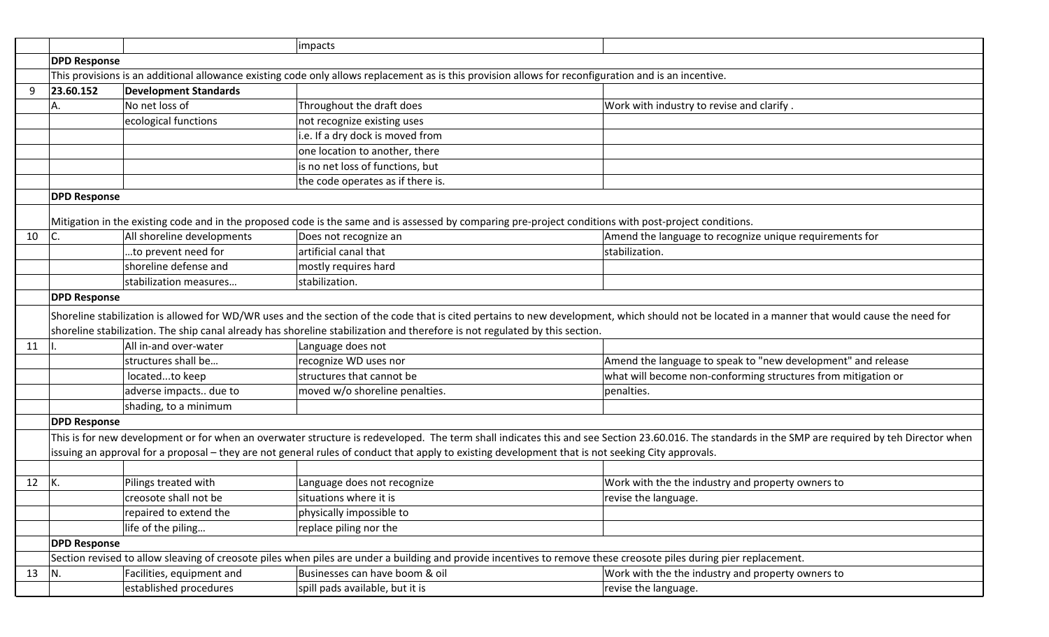| | | | | |
|---|---|---|---|---|
| | | | impacts | |
| | **DPD Response** | | | |
| | This provisions is an additional allowance existing code only allows replacement as is this provision allows for reconfiguration and is an incentive. | | | |
| 9 | **23.60.152** | **Development Standards** | | |
| | A. | No net loss of | Throughout the draft does | Work with industry to revise and clarify . |
| | | ecological functions | not recognize existing uses | |
| | | | i.e. If a dry dock is moved from | |
| | | | one location to another, there | |
| | | | is no net loss of functions, but | |
| | | | the code operates as if there is. | |
| | **DPD Response** | | | |
| | Mitigation in the existing code and in the proposed code is the same and is assessed by comparing pre-project conditions with post-project conditions. | | | |
| 10 | C. | All shoreline developments | Does not recognize an | Amend the language to recognize unique requirements for |
| | | …to prevent need for | artificial canal that | stabilization. |
| | | shoreline defense and | mostly requires hard | |
| | | stabilization measures… | stabilization. | |
| | **DPD Response** | | | |
| | Shoreline stabilization is allowed for WD/WR uses and the section of the code that is cited pertains to new development, which should not be located in a manner that would cause the need for shoreline stabilization. The ship canal already has shoreline stabilization and therefore is not regulated by this section. | | | |
| 11 | I. | All in-and over-water | Language does not | |
| | | structures shall be… | recognize WD uses nor | Amend the language to speak to "new development" and release |
| | | located…to keep | structures that cannot be | what will become non-conforming structures from mitigation or |
| | | adverse impacts.. due to | moved w/o shoreline penalties. | penalties. |
| | | shading, to a minimum | | |
| | **DPD Response** | | | |
| | This is for new development or for when an overwater structure is redeveloped. The term shall indicates this and see Section 23.60.016. The standards in the SMP are required by teh Director when issuing an approval for a proposal – they are not general rules of conduct that apply to existing development that is not seeking City approvals. | | | |
| | | | | |
| 12 | K. | Pilings treated with | Language does not recognize | Work with the the industry and property owners to |
| | | creosote shall not be | situations where it is | revise the language. |
| | | repaired to extend the | physically impossible to | |
| | | life of the piling… | replace piling nor the | |
| | **DPD Response** | | | |
| | Section revised to allow sleaving of creosote piles when piles are under a building and provide incentives to remove these creosote piles during pier replacement. | | | |
| 13 | N. | Facilities, equipment and | Businesses can have boom & oil | Work with the the industry and property owners to |
| | | established procedures | spill pads available, but it is | revise the language. |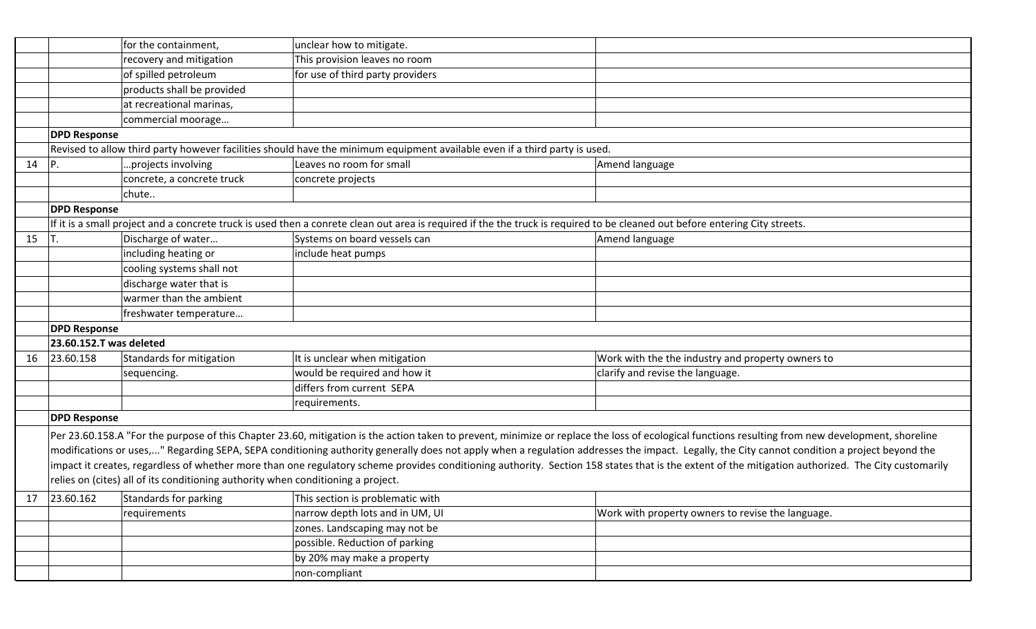| | | | | |
|---|---|---|---|---|
| | | for the containment, recovery and mitigation of spilled petroleum products shall be provided at recreational marinas, commercial moorage… | unclear how to mitigate. This provision leaves no room for use of third party providers | |
| | **DPD Response** | | | |
| | Revised to allow third party however facilities should have the minimum equipment available even if a third party is used. | | | |
| 14 | P. | …projects involving concrete, a concrete truck chute.. | Leaves no room for small concrete projects | Amend language |
| | **DPD Response** | | | |
| | If it is a small project and a concrete truck is used then a conrete clean out area is required if the the truck is required to be cleaned out before entering City streets. | | | |
| 15 | T. | Discharge of water… including heating or cooling systems shall not discharge water that is warmer than the ambient freshwater temperature… | Systems on board vessels can include heat pumps | Amend language |
| | **DPD Response** | | | |
| | **23.60.152.T was deleted** | | | |
| 16 | 23.60.158 | Standards for mitigation sequencing. | It is unclear when mitigation would be required and how it differs from current SEPA requirements. | Work with the the industry and property owners to clarify and revise the language. |
| | **DPD Response** | | | |
| | Per 23.60.158.A "For the purpose of this Chapter 23.60, mitigation is the action taken to prevent, minimize or replace the loss of ecological functions resulting from new development, shoreline modifications or uses,..." Regarding SEPA, SEPA conditioning authority generally does not apply when a regulation addresses the impact. Legally, the City cannot condition a project beyond the impact it creates, regardless of whether more than one regulatory scheme provides conditioning authority. Section 158 states that is the extent of the mitigation authorized. The City customarily relies on (cites) all of its conditioning authority when conditioning a project. | | | |
| 17 | 23.60.162 | Standards for parking requirements | This section is problematic with narrow depth lots and in UM, UI zones. Landscaping may not be possible. Reduction of parking by 20% may make a property non-compliant | Work with property owners to revise the language. |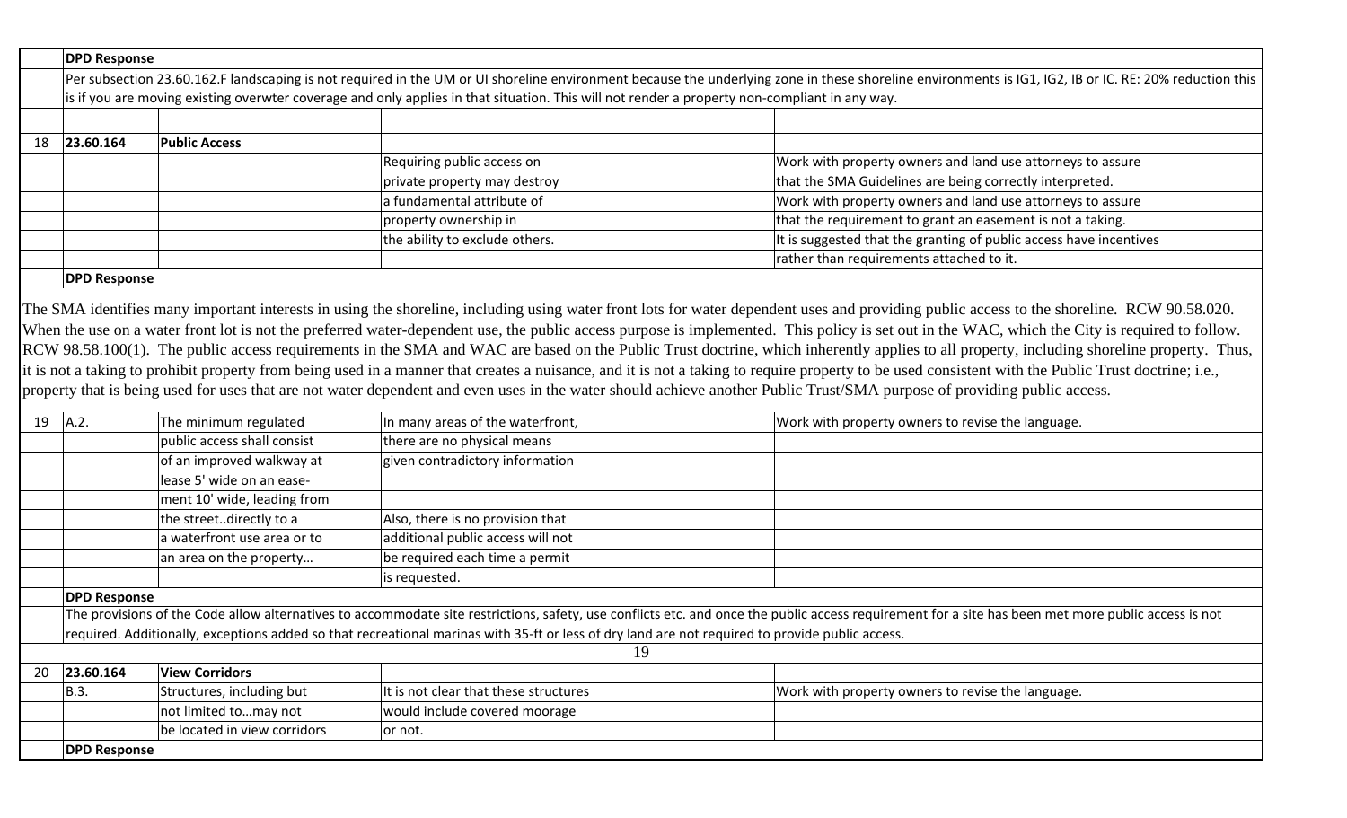| | | | | |
|---|---|---|---|---|
| | **DPD Response** | | | |
| | Per subsection 23.60.162.F landscaping is not required in the UM or UI shoreline environment because the underlying zone in these shoreline environments is IG1, IG2, IB or IC. RE: 20% reduction this is if you are moving existing overwter coverage and only applies in that situation. This will not render a property non-compliant in any way. | | | |
| | | | | |
| 18 | **23.60.164** | **Public Access** | | |
| | | | Requiring public access on private property may destroy a fundamental attribute of property ownership in the ability to exclude others. | Work with property owners and land use attorneys to assure that the SMA Guidelines are being correctly interpreted. Work with property owners and land use attorneys to assure that the requirement to grant an easement is not a taking. It is suggested that the granting of public access have incentives rather than requirements attached to it. |
| | **DPD Response** | | | |
| | The SMA identifies many important interests in using the shoreline, including using water front lots for water dependent uses and providing public access to the shoreline. RCW 90.58.020. When the use on a water front lot is not the preferred water-dependent use, the public access purpose is implemented. This policy is set out in the WAC, which the City is required to follow. RCW 98.58.100(1). The public access requirements in the SMA and WAC are based on the Public Trust doctrine, which inherently applies to all property, including shoreline property. Thus, it is not a taking to prohibit property from being used in a manner that creates a nuisance, and it is not a taking to require property to be used consistent with the Public Trust doctrine; i.e., property that is being used for uses that are not water dependent and even uses in the water should achieve another Public Trust/SMA purpose of providing public access. | | | |
| 19 | A.2. | The minimum regulated public access shall consist of an improved walkway at lease 5' wide on an ease-ment 10' wide, leading from the street..directly to a a waterfront use area or to an area on the property… | In many areas of the waterfront, there are no physical means given contradictory information. Also, there is no provision that additional public access will not be required each time a permit is requested. | Work with property owners to revise the language. |
| | **DPD Response** | | | |
| | The provisions of the Code allow alternatives to accommodate site restrictions, safety, use conflicts etc. and once the public access requirement for a site has been met more public access is not required. Additionally, exceptions added so that recreational marinas with 35-ft or less of dry land are not required to provide public access. | | | |
| 20 | **23.60.164** | **View Corridors** | | |
| | B.3. | Structures, including but not limited to…may not be located in view corridors | It is not clear that these structures would include covered moorage or not. | Work with property owners to revise the language. |
| | **DPD Response** | | | |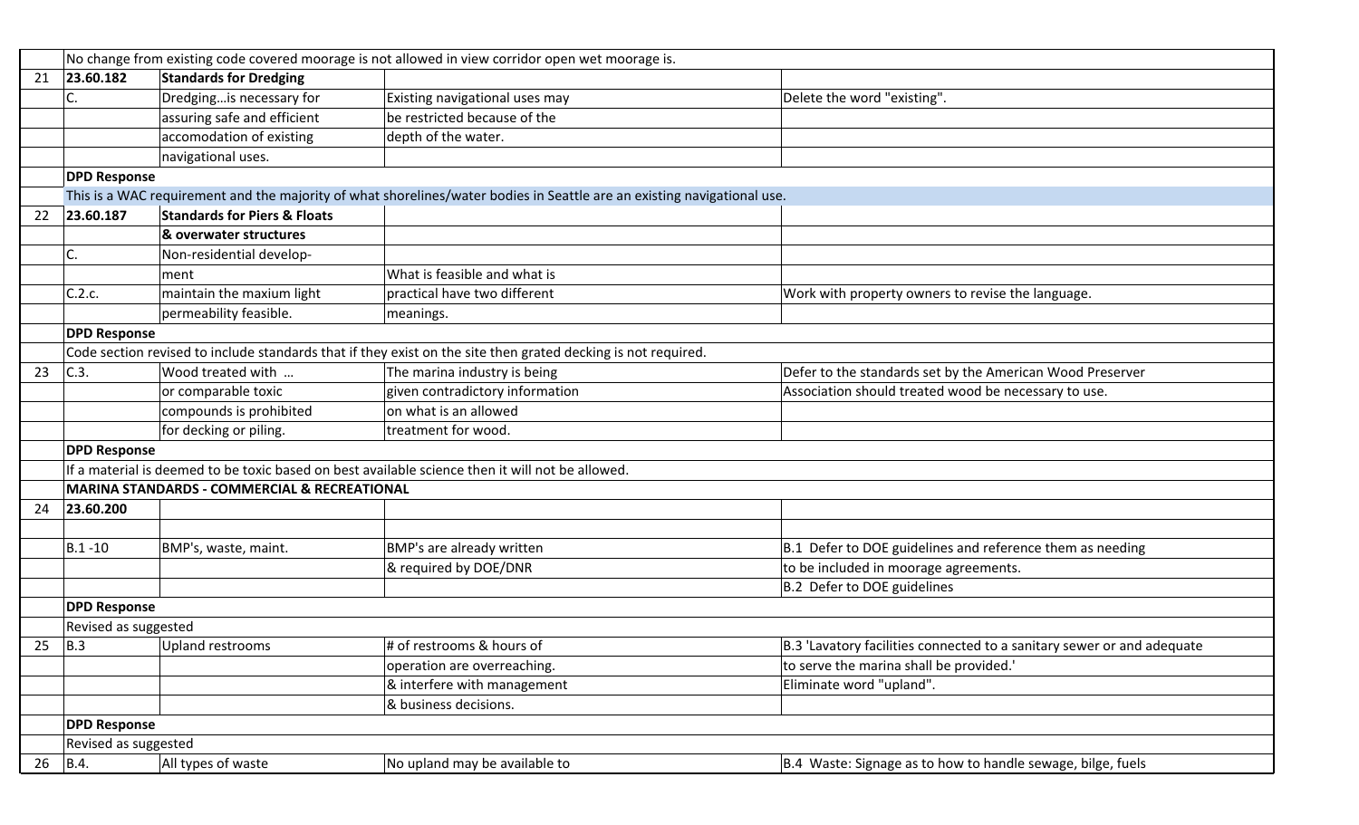| | | | | |
|---|---|---|---|---|
| | No change from existing code covered moorage is not allowed in view corridor open wet moorage is. | | | |
| 21 | **23.60.182** | **Standards for Dredging** | | |
| | C. | Dredging…is necessary for | Existing navigational uses may | Delete the word "existing". |
| | | assuring safe and efficient | be restricted because of the | |
| | | accomodation of existing | depth of the water. | |
| | | navigational uses. | | |
| | **DPD Response** | | | |
| | This is a WAC requirement and the majority of what shorelines/water bodies in Seattle are an existing navigational use. | | | |
| 22 | **23.60.187** | **Standards for Piers & Floats** | | |
| | | **& overwater structures** | | |
| | C. | Non-residential develop- | | |
| | | ment | What is feasible and what is | |
| | C.2.c. | maintain the maxium light | practical have two different | Work with property owners to revise the language. |
| | | permeability feasible. | meanings. | |
| | **DPD Response** | | | |
| | Code section revised to include standards that if they exist on the site then grated decking is not required. | | | |
| 23 | C.3. | Wood treated with … | The marina industry is being | Defer to the standards set by the American Wood Preserver |
| | | or comparable toxic | given contradictory information | Association should treated wood be necessary to use. |
| | | compounds is prohibited | on what is an allowed | |
| | | for decking or piling. | treatment for wood. | |
| | **DPD Response** | | | |
| | If a material is deemed to be toxic based on best available science then it will not be allowed. | | | |
| | **MARINA STANDARDS - COMMERCIAL & RECREATIONAL** | | | |
| 24 | **23.60.200** | | | |
| | | | | |
| | B.1 -10 | BMP's, waste, maint. | BMP's are already written | B.1 Defer to DOE guidelines and reference them as needing |
| | | | & required by DOE/DNR | to be included in moorage agreements. |
| | | | | B.2 Defer to DOE guidelines |
| | **DPD Response** | | | |
| | Revised as suggested | | | |
| 25 | B.3 | Upland restrooms | # of restrooms & hours of | B.3 'Lavatory facilities connected to a sanitary sewer or and adequate |
| | | | operation are overreaching. | to serve the marina shall be provided.' |
| | | | & interfere with management | Eliminate word "upland". |
| | | | & business decisions. | |
| | **DPD Response** | | | |
| | Revised as suggested | | | |
| 26 | B.4. | All types of waste | No upland may be available to | B.4 Waste: Signage as to how to handle sewage, bilge, fuels |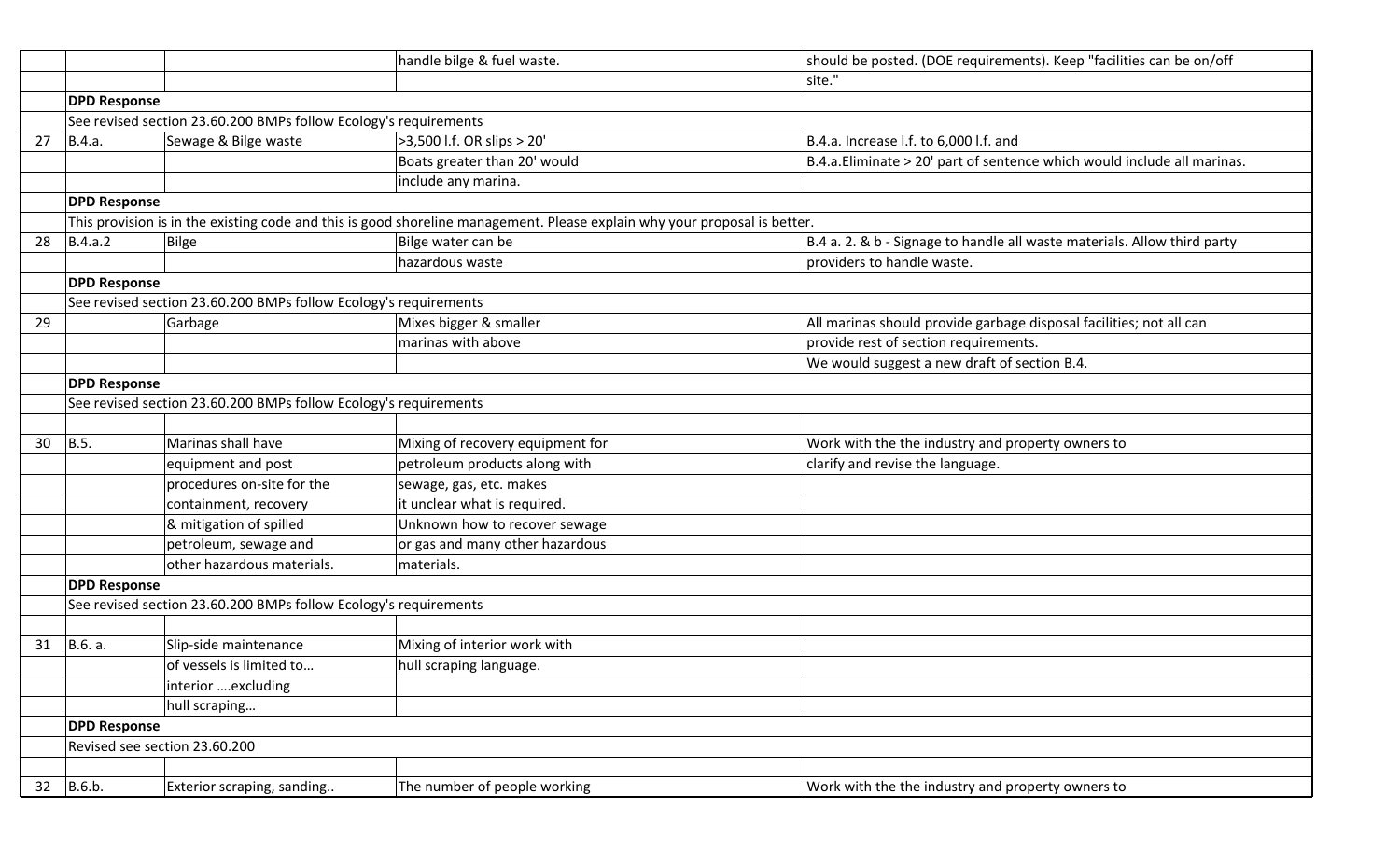| | | | | |
|---|---|---|---|---|
| | | | handle bilge & fuel waste. | should be posted. (DOE requirements). Keep "facilities can be on/off |
| | | | | site." |
| | **DPD Response** | | | |
| | See revised section 23.60.200 BMPs follow Ecology's requirements | | | |
| 27 | B.4.a. | Sewage & Bilge waste | >3,500 l.f. OR slips > 20' | B.4.a. Increase l.f. to 6,000 l.f. and |
| | | | Boats greater than 20' would | B.4.a.Eliminate > 20' part of sentence which would include all marinas. |
| | | | include any marina. | |
| | **DPD Response** | | | |
| | This provision is in the existing code and this is good shoreline management. Please explain why your proposal is better. | | | |
| 28 | B.4.a.2 | Bilge | Bilge water can be | B.4 a. 2. & b - Signage to handle all waste materials. Allow third party |
| | | | hazardous waste | providers to handle waste. |
| | **DPD Response** | | | |
| | See revised section 23.60.200 BMPs follow Ecology's requirements | | | |
| 29 | | Garbage | Mixes bigger & smaller | All marinas should provide garbage disposal facilities; not all can |
| | | | marinas with above | provide rest of section requirements. |
| | | | | We would suggest a new draft of section B.4. |
| | **DPD Response** | | | |
| | See revised section 23.60.200 BMPs follow Ecology's requirements | | | |
| | | | | |
| 30 | B.5. | Marinas shall have | Mixing of recovery equipment for | Work with the the industry and property owners to |
| | | equipment and post | petroleum products along with | clarify and revise the language. |
| | | procedures on-site for the | sewage, gas, etc. makes | |
| | | containment, recovery | it unclear what is required. | |
| | | & mitigation of spilled | Unknown how to recover sewage | |
| | | petroleum, sewage and | or gas and many other hazardous | |
| | | other hazardous materials. | materials. | |
| | **DPD Response** | | | |
| | See revised section 23.60.200 BMPs follow Ecology's requirements | | | |
| | | | | |
| 31 | B.6. a. | Slip-side maintenance | Mixing of interior work with | |
| | | of vessels is limited to… | hull scraping language. | |
| | | interior ….excluding | | |
| | | hull scraping… | | |
| | **DPD Response** | | | |
| | Revised see section 23.60.200 | | | |
| | | | | |
| 32 | B.6.b. | Exterior scraping, sanding.. | The number of people working | Work with the the industry and property owners to |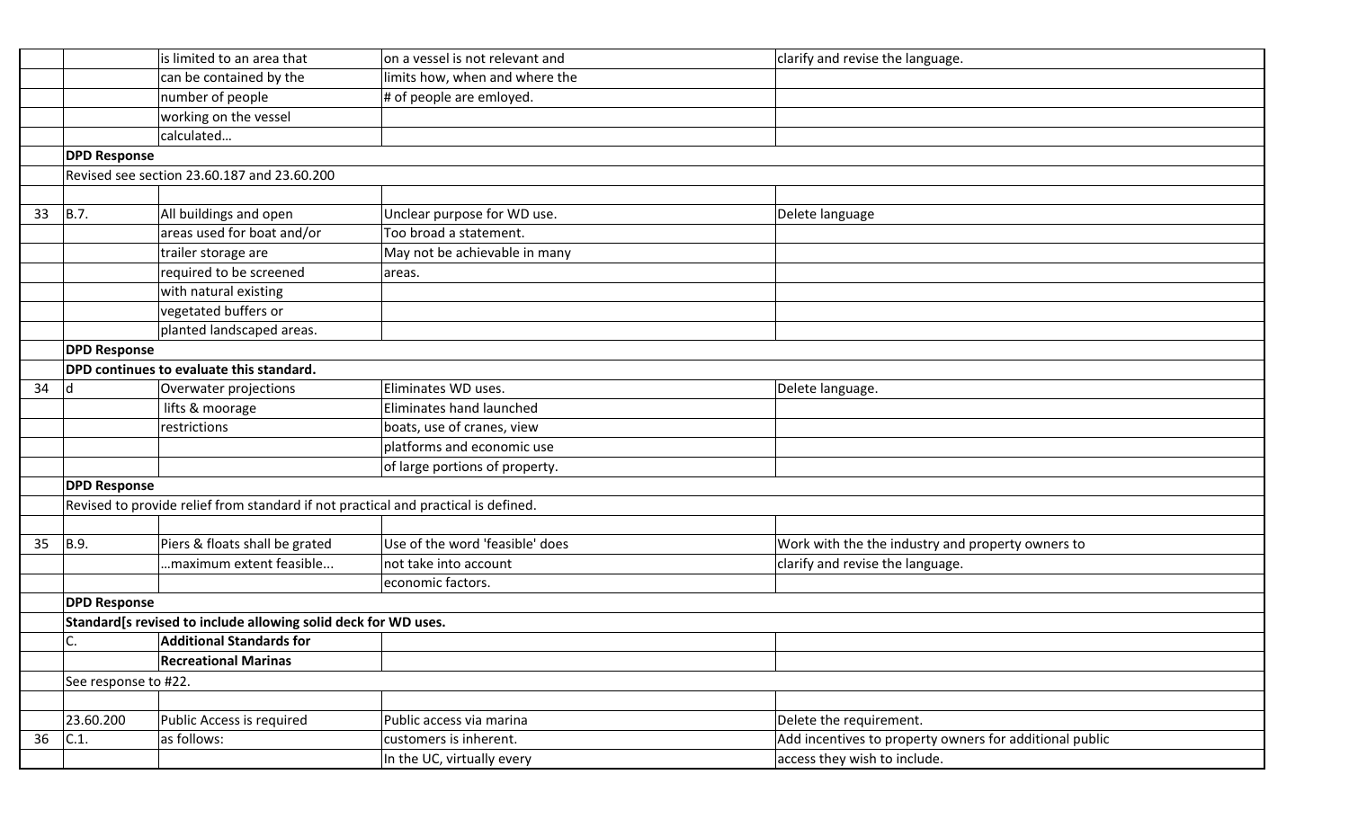| | | | | |
|---|---|---|---|---|
| | | is limited to an area that | on a vessel is not relevant and | clarify and revise the language. |
| | | can be contained by the | limits how, when and where the | |
| | | number of people | # of people are emloyed. | |
| | | working on the vessel | | |
| | | calculated… | | |
| | **DPD Response** | | | |
| | Revised see section 23.60.187 and 23.60.200 | | | |
| | | | | |
| 33 | B.7. | All buildings and open | Unclear purpose for WD use. | Delete language |
| | | areas used for boat and/or | Too broad a statement. | |
| | | trailer storage are | May not be achievable in many | |
| | | required to be screened | areas. | |
| | | with natural existing | | |
| | | vegetated buffers or | | |
| | | planted landscaped areas. | | |
| | **DPD Response** | | | |
| | **DPD continues to evaluate this standard.** | | | |
| 34 | d | Overwater projections | Eliminates WD uses. | Delete language. |
| | | lifts & moorage | Eliminates hand launched | |
| | | restrictions | boats, use of cranes, view | |
| | | | platforms and economic use | |
| | | | of large portions of property. | |
| | **DPD Response** | | | |
| | Revised to provide relief from standard if not practical and practical is defined. | | | |
| | | | | |
| 35 | B.9. | Piers & floats shall be grated | Use of the word 'feasible' does | Work with the the industry and property owners to |
| | | …maximum extent feasible... | not take into account | clarify and revise the language. |
| | | | economic factors. | |
| | **DPD Response** | | | |
| | **Standard[s revised to include allowing solid deck for WD uses.** | | | |
| | C. | **Additional Standards for** | | |
| | | **Recreational Marinas** | | |
| | See response to #22. | | | |
| | | | | |
| | 23.60.200 | Public Access is required | Public access via marina | Delete the requirement. |
| 36 | C.1. | as follows: | customers is inherent. | Add incentives to property owners for additional public |
| | | | In the UC, virtually every | access they wish to include. |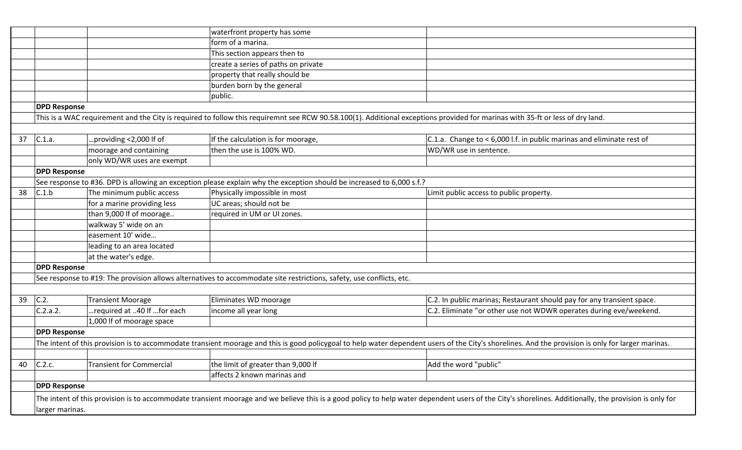| | | | | |
|---|---|---|---|---|
| | | | waterfront property has some form of a marina. This section appears then to create a series of paths on private property that really should be burden born by the general public. | |
| | **DPD Response** | | | |
| | This is a WAC requirement and the City is required to follow this requiremnt see RCW 90.58.100(1). Additional exceptions provided for marinas with 35-ft or less of dry land. | | | |
| 37 | C.1.a. | …providing <2,000 lf of moorage and containing only WD/WR uses are exempt | If the calculation is for moorage, then the use is 100% WD. | C.1.a. Change to < 6,000 l.f. in public marinas and eliminate rest of WD/WR use in sentence. |
| | **DPD Response** | | | |
| | See response to #36. DPD is allowing an exception please explain why the exception should be increased to 6,000 s.f.? | | | |
| 38 | C.1.b | The minimum public access for a marine providing less than 9,000 lf of moorage.. walkway 5' wide on an easement 10' wide… leading to an area located at the water's edge. | Physically impossible in most UC areas; should not be required in UM or UI zones. | Limit public access to public property. |
| | **DPD Response** | | | |
| | See response to #19: The provision allows alternatives to accommodate site restrictions, safety, use conflicts, etc. | | | |
| 39 | C.2.<br>C.2.a.2. | Transient Moorage<br>…required at ..40 lf …for each 1,000 lf of moorage space | Eliminates WD moorage income all year long | C.2. In public marinas; Restaurant should pay for any transient space.<br>C.2. Eliminate "or other use not WDWR operates during eve/weekend. |
| | **DPD Response** | | | |
| | The intent of this provision is to accommodate transient moorage and this is good policygoal to help water dependent users of the City's shorelines. And the provision is only for larger marinas. | | | |
| 40 | C.2.c. | Transient for Commercial | the limit of greater than 9,000 lf affects 2 known marinas and | Add the word "public" |
| | **DPD Response** | | | |
| | The intent of this provision is to accommodate transient moorage and we believe this is a good policy to help water dependent users of the City's shorelines. Additionally, the provision is only for larger marinas. | | | |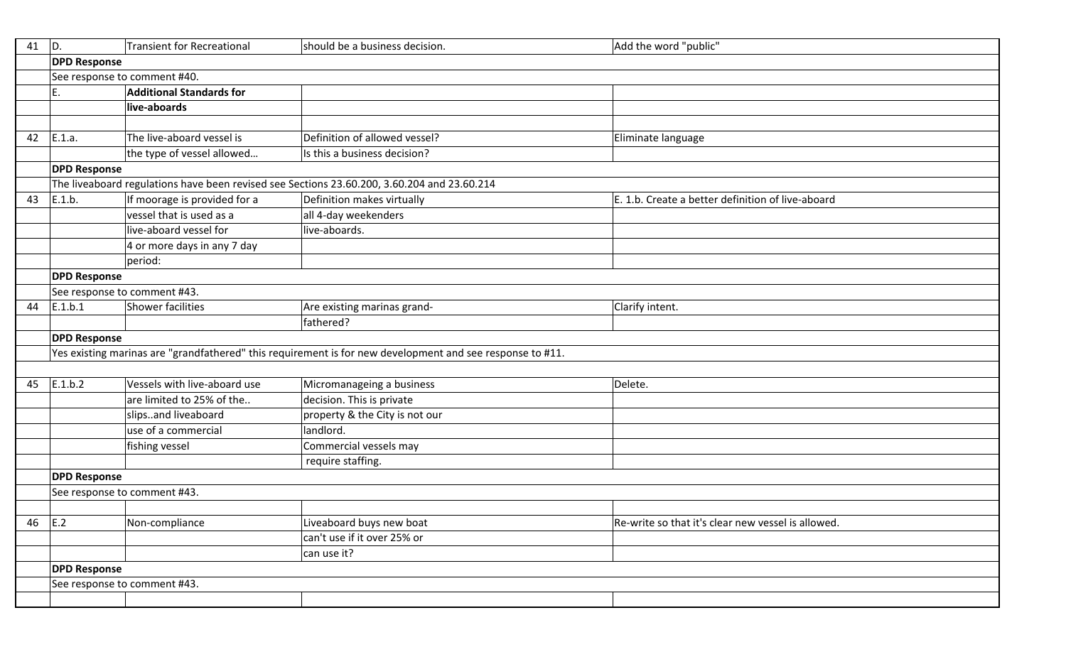| | | | | |
|---|---|---|---|---|
| 41 | D. | Transient for Recreational | should be a business decision. | Add the word "public" |
| | **DPD Response** | | | |
| | See response to comment #40. | | | |
| | E. | **Additional Standards for live-aboards** | | |
| | | | | |
| 42 | E.1.a. | The live-aboard vessel is the type of vessel allowed… | Definition of allowed vessel? Is this a business decision? | Eliminate language |
| | **DPD Response** | | | |
| | The liveaboard regulations have been revised see Sections 23.60.200, 3.60.204 and 23.60.214 | | | |
| 43 | E.1.b. | If moorage is provided for a vessel that is used as a live-aboard vessel for 4 or more days in any 7 day period: | Definition makes virtually all 4-day weekenders live-aboards. | E. 1.b. Create a better definition of live-aboard |
| | **DPD Response** | | | |
| | See response to comment #43. | | | |
| 44 | E.1.b.1 | Shower facilities | Are existing marinas grand-fathered? | Clarify intent. |
| | **DPD Response** | | | |
| | Yes existing marinas are "grandfathered" this requirement is for new development and see response to #11. | | | |
| | | | | |
| 45 | E.1.b.2 | Vessels with live-aboard use are limited to 25% of the.. slips..and liveaboard use of a commercial fishing vessel | Micromanageing a business decision. This is private property & the City is not our landlord. Commercial vessels may require staffing. | Delete. |
| | **DPD Response** | | | |
| | See response to comment #43. | | | |
| | | | | |
| 46 | E.2 | Non-compliance | Liveaboard buys new boat can't use if it over 25% or can use it? | Re-write so that it's clear new vessel is allowed. |
| | **DPD Response** | | | |
| | See response to comment #43. | | | |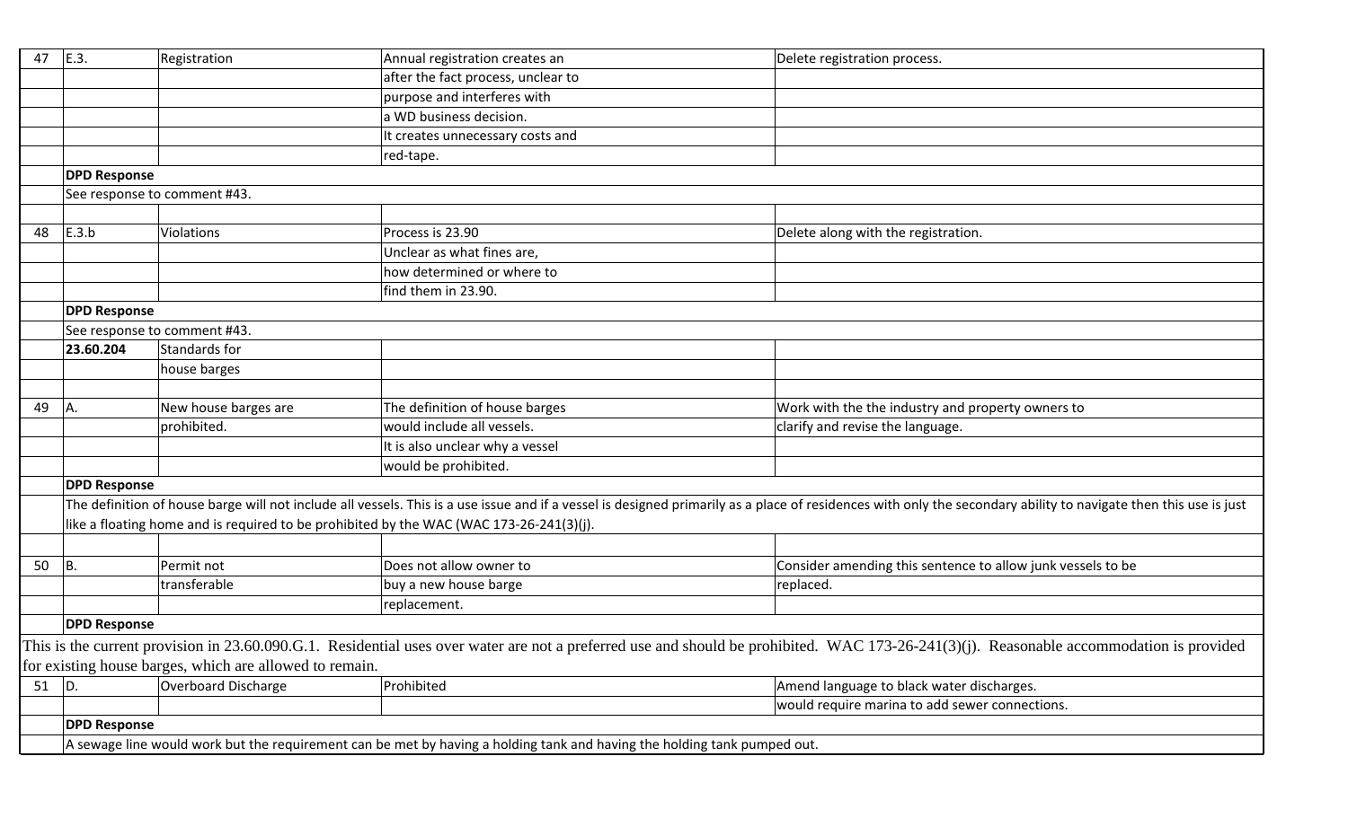| # | Section | Topic | Comment | Recommendation |
|---|---|---|---|---|
| 47 | E.3. | Registration | Annual registration creates an after the fact process, unclear to purpose and interferes with a WD business decision. It creates unnecessary costs and red-tape. | Delete registration process. |
| | **DPD Response** | | | |
| | See response to comment #43. | | | |
| 48 | E.3.b | Violations | Process is 23.90 Unclear as what fines are, how determined or where to find them in 23.90. | Delete along with the registration. |
| | **DPD Response** | | | |
| | See response to comment #43. | | | |
| | **23.60.204** | Standards for house barges | | |
| 49 | A. | New house barges are prohibited. | The definition of house barges would include all vessels. It is also unclear why a vessel would be prohibited. | Work with the the industry and property owners to clarify and revise the language. |
| | **DPD Response** | | | |
| | The definition of house barge will not include all vessels. This is a use issue and if a vessel is designed primarily as a place of residences with only the secondary ability to navigate then this use is just like a floating home and is required to be prohibited by the WAC (WAC 173-26-241(3)(j). | | | |
| 50 | B. | Permit not transferable | Does not allow owner to buy a new house barge replacement. | Consider amending this sentence to allow junk vessels to be replaced. |
| | **DPD Response** | | | |
| | This is the current provision in 23.60.090.G.1. Residential uses over water are not a preferred use and should be prohibited. WAC 173-26-241(3)(j). Reasonable accommodation is provided for existing house barges, which are allowed to remain. | | | |
| 51 | D. | Overboard Discharge | Prohibited | Amend language to black water discharges. would require marina to add sewer connections. |
| | **DPD Response** | | | |
| | A sewage line would work but the requirement can be met by having a holding tank and having the holding tank pumped out. | | | |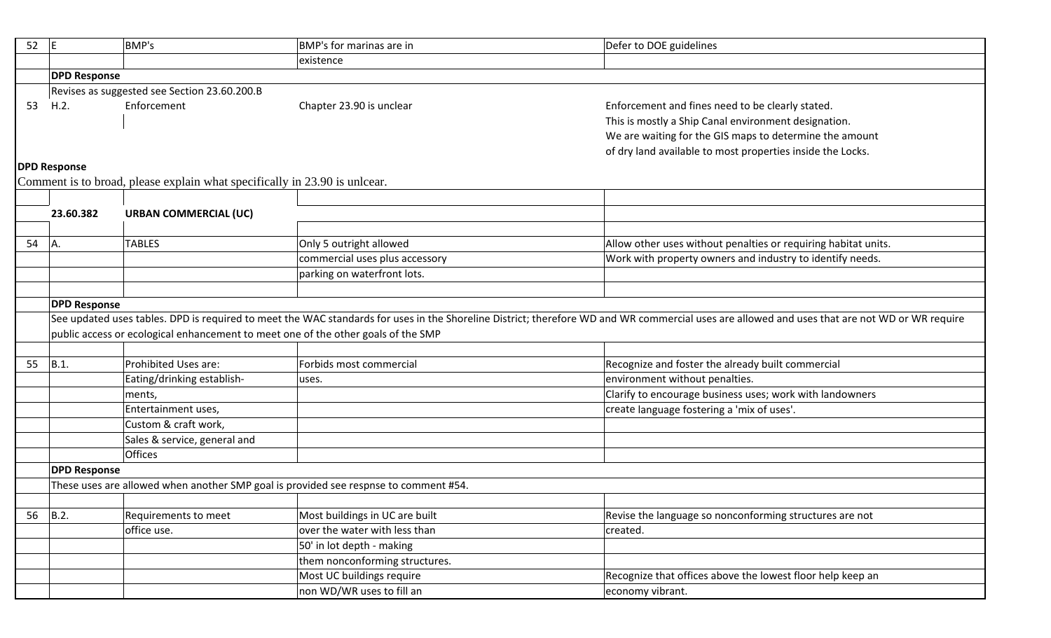| | | | | |
|---|---|---|---|---|
| 52 | E | BMP's | BMP's for marinas are in existence | Defer to DOE guidelines |
| | **DPD Response** | | | |
| | Revises as suggested see Section 23.60.200.B | | | |
| 53 | H.2. | Enforcement | Chapter 23.90 is unclear | Enforcement and fines need to be clearly stated. This is mostly a Ship Canal environment designation. We are waiting for the GIS maps to determine the amount of dry land available to most properties inside the Locks. |
| **DPD Response** | | | | |
| Comment is to broad, please explain what specifically in 23.90 is unlcear. | | | | |
| | | | | |
| | **23.60.382** | **URBAN COMMERCIAL (UC)** | | |
| | | | | |
| 54 | A. | TABLES | Only 5 outright allowed commercial uses plus accessory parking on waterfront lots. | Allow other uses without penalties or requiring habitat units. Work with property owners and industry to identify needs. |
| | **DPD Response** | | | |
| | See updated uses tables. DPD is required to meet the WAC standards for uses in the Shoreline District; therefore WD and WR commercial uses are allowed and uses that are not WD or WR require public access or ecological enhancement to meet one of the other goals of the SMP | | | |
| | | | | |
| 55 | B.1. | Prohibited Uses are: Eating/drinking establishments, Entertainment uses, Custom & craft work, Sales & service, general and Offices | Forbids most commercial uses. | Recognize and foster the already built commercial environment without penalties. Clarify to encourage business uses; work with landowners create language fostering a 'mix of uses'. |
| | **DPD Response** | | | |
| | These uses are allowed when another SMP goal is provided see respnse to comment #54. | | | |
| | | | | |
| 56 | B.2. | Requirements to meet office use. | Most buildings in UC are built over the water with less than 50' in lot depth - making them nonconforming structures. | Revise the language so nonconforming structures are not created. |
| | | | Most UC buildings require non WD/WR uses to fill an | Recognize that offices above the lowest floor help keep an economy vibrant. |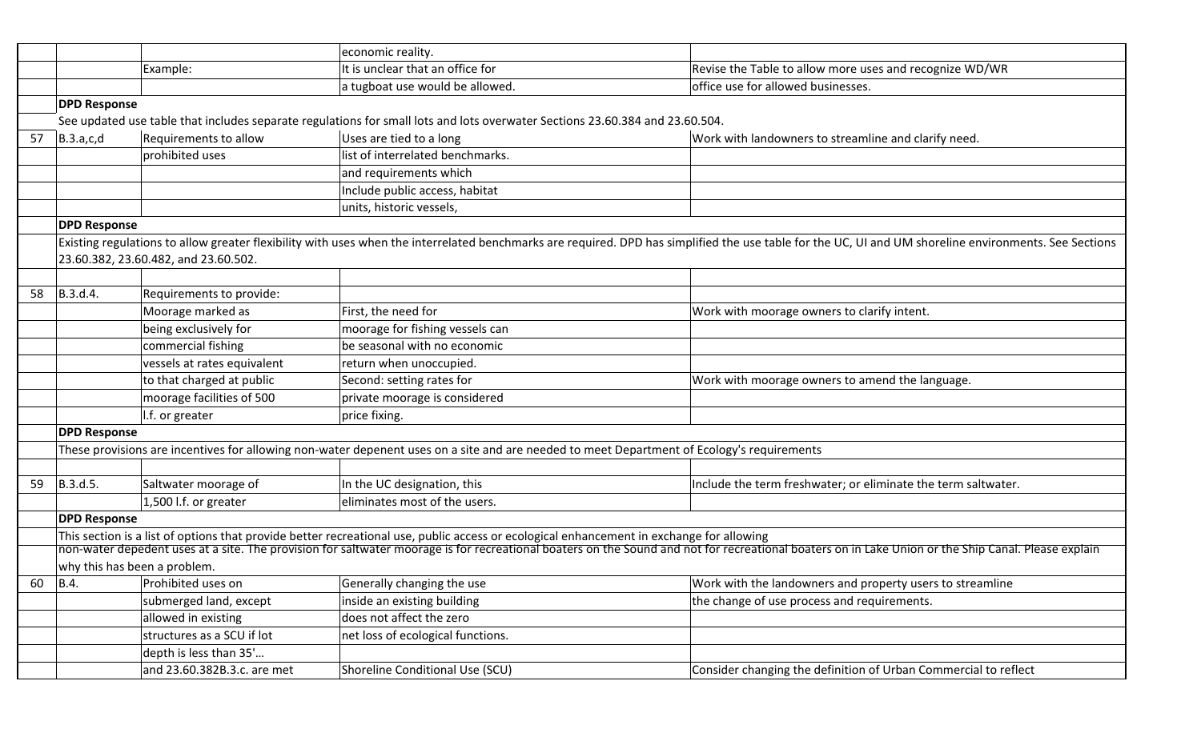| | | | | |
|---|---|---|---|---|
| | | | economic reality. | |
| | | Example: | It is unclear that an office for | Revise the Table to allow more uses and recognize WD/WR |
| | | | a tugboat use would be allowed. | office use for allowed businesses. |
| | **DPD Response** | | | |
| | See updated use table that includes separate regulations for small lots and lots overwater Sections 23.60.384 and 23.60.504. | | | |
| 57 | B.3.a,c,d | Requirements to allow | Uses are tied to a long | Work with landowners to streamline and clarify need. |
| | | prohibited uses | list of interrelated benchmarks. | |
| | | | and requirements which | |
| | | | Include public access, habitat | |
| | | | units, historic vessels, | |
| | **DPD Response** | | | |
| | Existing regulations to allow greater flexibility with uses when the interrelated benchmarks are required. DPD has simplified the use table for the UC, UI and UM shoreline environments. See Sections 23.60.382, 23.60.482, and 23.60.502. | | | |
| | | | | |
| 58 | B.3.d.4. | Requirements to provide: | | |
| | | Moorage marked as | First, the need for | Work with moorage owners to clarify intent. |
| | | being exclusively for | moorage for fishing vessels can | |
| | | commercial fishing | be seasonal with no economic | |
| | | vessels at rates equivalent | return when unoccupied. | |
| | | to that charged at public | Second: setting rates for | Work with moorage owners to amend the language. |
| | | moorage facilities of 500 | private moorage is considered | |
| | | l.f. or greater | price fixing. | |
| | **DPD Response** | | | |
| | These provisions are incentives for allowing non-water depenent uses on a site and are needed to meet Department of Ecology's requirements | | | |
| | | | | |
| 59 | B.3.d.5. | Saltwater moorage of | In the UC designation, this | Include the term freshwater; or eliminate the term saltwater. |
| | | 1,500 l.f. or greater | eliminates most of the users. | |
| | **DPD Response** | | | |
| | This section is a list of options that provide better recreational use, public access or ecological enhancement in exchange for allowing non-water depedent uses at a site. The provision for saltwater moorage is for recreational boaters on the Sound and not for recreational boaters on in Lake Union or the Ship Canal. Please explain why this has been a problem. | | | |
| 60 | B.4. | Prohibited uses on | Generally changing the use | Work with the landowners and property users to streamline |
| | | submerged land, except | inside an existing building | the change of use process and requirements. |
| | | allowed in existing | does not affect the zero | |
| | | structures as a SCU if lot | net loss of ecological functions. | |
| | | depth is less than 35'… | | |
| | | and 23.60.382B.3.c. are met | Shoreline Conditional Use (SCU) | Consider changing the definition of Urban Commercial to reflect |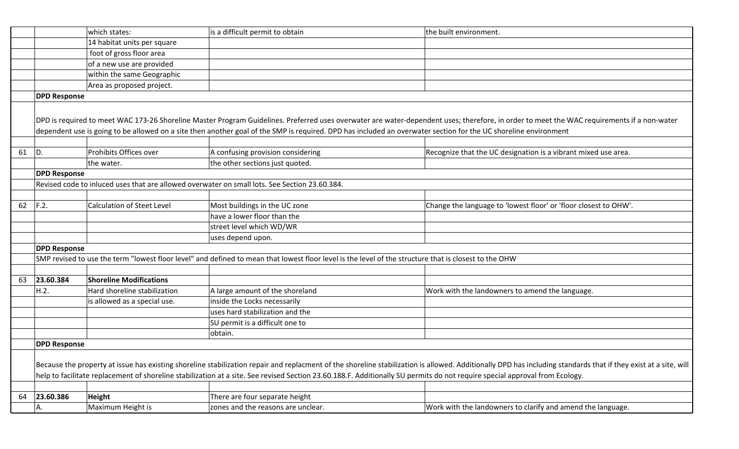| | | | | |
|---|---|---|---|---|
| | | which states: 14 habitat units per square foot of gross floor area of a new use are provided within the same Geographic Area as proposed project. | is a difficult permit to obtain | the built environment. |
| | **DPD Response** | | | |
| | DPD is required to meet WAC 173-26 Shoreline Master Program Guidelines. Preferred uses overwater are water-dependent uses; therefore, in order to meet the WAC requirements if a non-water dependent use is going to be allowed on a site then another goal of the SMP is required. DPD has included an overwater section for the UC shoreline environment | | | |
| 61 | D. | Prohibits Offices over the water. | A confusing provision considering the other sections just quoted. | Recognize that the UC designation is a vibrant mixed use area. |
| | **DPD Response** | | | |
| | Revised code to inluced uses that are allowed overwater on small lots. See Section 23.60.384. | | | |
| 62 | F.2. | Calculation of Steet Level | Most buildings in the UC zone have a lower floor than the street level which WD/WR uses depend upon. | Change the language to 'lowest floor' or 'floor closest to OHW'. |
| | **DPD Response** | | | |
| | SMP revised to use the term "lowest floor level" and defined to mean that lowest floor level is the level of the structure that is closest to the OHW | | | |
| 63 | **23.60.384** | **Shoreline Modifications** | | |
| | H.2. | Hard shoreline stabilization is allowed as a special use. | A large amount of the shoreland inside the Locks necessarily uses hard stabilization and the SU permit is a difficult one to obtain. | Work with the landowners to amend the language. |
| | **DPD Response** | | | |
| | Because the property at issue has existing shoreline stabilization repair and replacment of the shoreline stabilization is allowed. Additionally DPD has including standards that if they exist at a site, will help to facilitate replacement of shoreline stabilization at a site. See revised Section 23.60.188.F. Additionally SU permits do not require special approval from Ecology. | | | |
| 64 | **23.60.386** | **Height** | There are four separate height | |
| | A. | Maximum Height is | zones and the reasons are unclear. | Work with the landowners to clarify and amend the language. |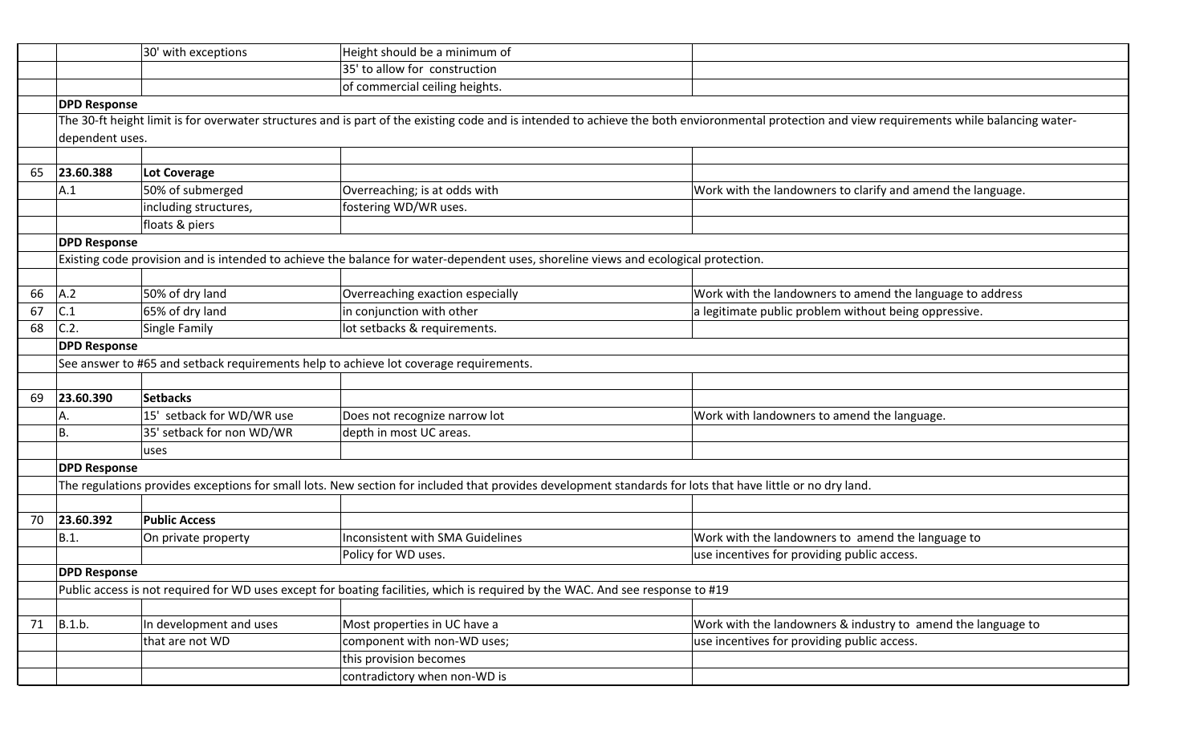| | | | | |
|---|---|---|---|---|
| | | 30' with exceptions | Height should be a minimum of | |
| | | | 35' to allow for construction | |
| | | | of commercial ceiling heights. | |
| | **DPD Response** | | | |
| | The 30-ft height limit is for overwater structures and is part of the existing code and is intended to achieve the both envioronmental protection and view requirements while balancing water-dependent uses. | | | |
| | | | | |
| 65 | **23.60.388** | **Lot Coverage** | | |
| | A.1 | 50% of submerged | Overreaching; is at odds with | Work with the landowners to clarify and amend the language. |
| | | including structures, | fostering WD/WR uses. | |
| | | floats & piers | | |
| | **DPD Response** | | | |
| | Existing code provision and is intended to achieve the balance for water-dependent uses, shoreline views and ecological protection. | | | |
| | | | | |
| 66 | A.2 | 50% of dry land | Overreaching exaction especially | Work with the landowners to amend the language to address |
| 67 | C.1 | 65% of dry land | in conjunction with other | a legitimate public problem without being oppressive. |
| 68 | C.2. | Single Family | lot setbacks & requirements. | |
| | **DPD Response** | | | |
| | See answer to #65 and setback requirements help to achieve lot coverage requirements. | | | |
| | | | | |
| 69 | **23.60.390** | **Setbacks** | | |
| | A. | 15' setback for WD/WR use | Does not recognize narrow lot | Work with landowners to amend the language. |
| | B. | 35' setback for non WD/WR | depth in most UC areas. | |
| | | uses | | |
| | **DPD Response** | | | |
| | The regulations provides exceptions for small lots. New section for included that provides development standards for lots that have little or no dry land. | | | |
| | | | | |
| 70 | **23.60.392** | **Public Access** | | |
| | B.1. | On private property | Inconsistent with SMA Guidelines | Work with the landowners to amend the language to |
| | | | Policy for WD uses. | use incentives for providing public access. |
| | **DPD Response** | | | |
| | Public access is not required for WD uses except for boating facilities, which is required by the WAC. And see response to #19 | | | |
| | | | | |
| 71 | B.1.b. | In development and uses | Most properties in UC have a | Work with the landowners & industry to amend the language to |
| | | that are not WD | component with non-WD uses; | use incentives for providing public access. |
| | | | this provision becomes | |
| | | | contradictory when non-WD is | |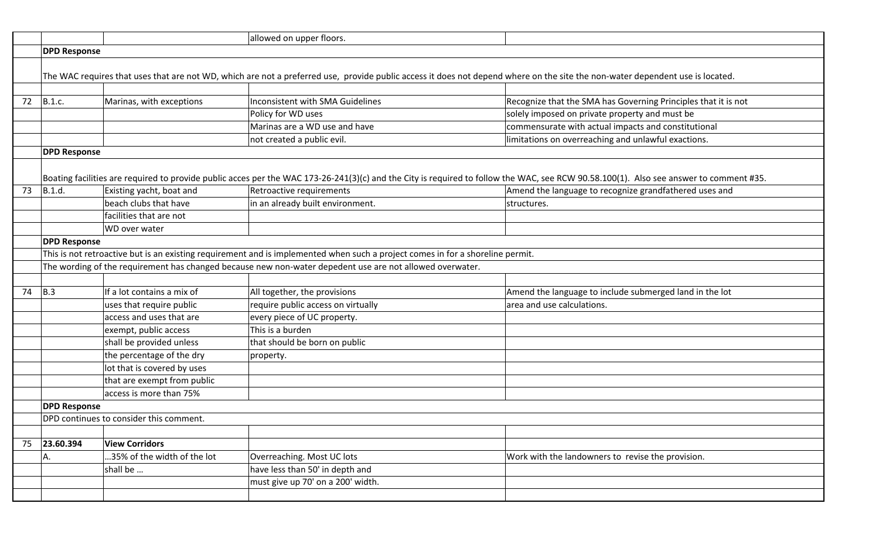| | | | allowed on upper floors. | |
|---|---|---|---|---|
| | **DPD Response** | | | |
| | The WAC requires that uses that are not WD, which are not a preferred use, provide public access it does not depend where on the site the non-water dependent use is located. | | | |
| 72 | B.1.c. | Marinas, with exceptions | Inconsistent with SMA Guidelines Policy for WD uses Marinas are a WD use and have not created a public evil. | Recognize that the SMA has Governing Principles that it is not solely imposed on private property and must be commensurate with actual impacts and constitutional limitations on overreaching and unlawful exactions. |
| | **DPD Response** | | | |
| | Boating facilities are required to provide public acces per the WAC 173-26-241(3)(c) and the City is required to follow the WAC, see RCW 90.58.100(1). Also see answer to comment #35. | | | |
| 73 | B.1.d. | Existing yacht, boat and beach clubs that have facilities that are not WD over water | Retroactive requirements in an already built environment. | Amend the language to recognize grandfathered uses and structures. |
| | **DPD Response** | | | |
| | This is not retroactive but is an existing requirement and is implemented when such a project comes in for a shoreline permit. The wording of the requirement has changed because new non-water depedent use are not allowed overwater. | | | |
| 74 | B.3 | If a lot contains a mix of uses that require public access and uses that are exempt, public access shall be provided unless the percentage of the dry lot that is covered by uses that are exempt from public access is more than 75% | All together, the provisions require public access on virtually every piece of UC property. This is a burden that should be born on public property. | Amend the language to include submerged land in the lot area and use calculations. |
| | **DPD Response** | | | |
| | DPD continues to consider this comment. | | | |
| 75 | **23.60.394** | **View Corridors** | | |
| | A. | ...35% of the width of the lot shall be ... | Overreaching. Most UC lots have less than 50' in depth and must give up 70' on a 200' width. | Work with the landowners to revise the provision. |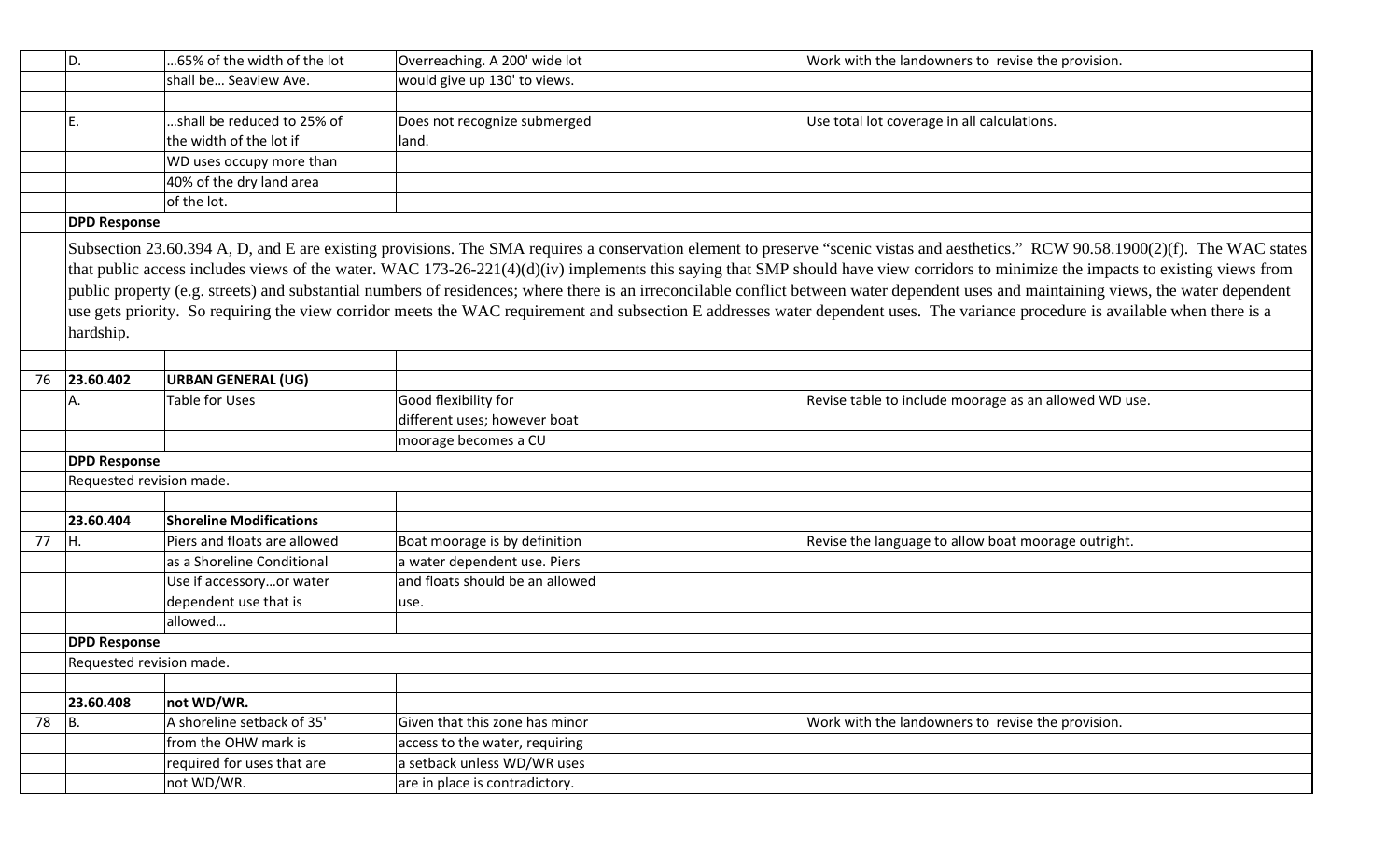| | | | | |
|---|---|---|---|---|
| | D. | …65% of the width of the lot shall be… Seaview Ave. | Overreaching. A 200' wide lot would give up 130' to views. | Work with the landowners to revise the provision. |
| | | | | |
| | E. | …shall be reduced to 25% of the width of the lot if WD uses occupy more than 40% of the dry land area of the lot. | Does not recognize submerged land. | Use total lot coverage in all calculations. |
| | **DPD Response** | | | |
| | Subsection 23.60.394 A, D, and E are existing provisions. The SMA requires a conservation element to preserve "scenic vistas and aesthetics." RCW 90.58.1900(2)(f). The WAC states that public access includes views of the water. WAC 173-26-221(4)(d)(iv) implements this saying that SMP should have view corridors to minimize the impacts to existing views from public property (e.g. streets) and substantial numbers of residences; where there is an irreconcilable conflict between water dependent uses and maintaining views, the water dependent use gets priority. So requiring the view corridor meets the WAC requirement and subsection E addresses water dependent uses. The variance procedure is available when there is a hardship. | | | |
| | | | | |
| 76 | **23.60.402** | **URBAN GENERAL (UG)** | | |
| | A. | Table for Uses | Good flexibility for different uses; however boat moorage becomes a CU | Revise table to include moorage as an allowed WD use. |
| | **DPD Response** | | | |
| | Requested revision made. | | | |
| | | | | |
| | **23.60.404** | **Shoreline Modifications** | | |
| 77 | H. | Piers and floats are allowed as a Shoreline Conditional Use if accessory…or water dependent use that is allowed… | Boat moorage is by definition a water dependent use. Piers and floats should be an allowed use. | Revise the language to allow boat moorage outright. |
| | **DPD Response** | | | |
| | Requested revision made. | | | |
| | | | | |
| | **23.60.408** | **not WD/WR.** | | |
| 78 | B. | A shoreline setback of 35' from the OHW mark is required for uses that are not WD/WR. | Given that this zone has minor access to the water, requiring a setback unless WD/WR uses are in place is contradictory. | Work with the landowners to revise the provision. |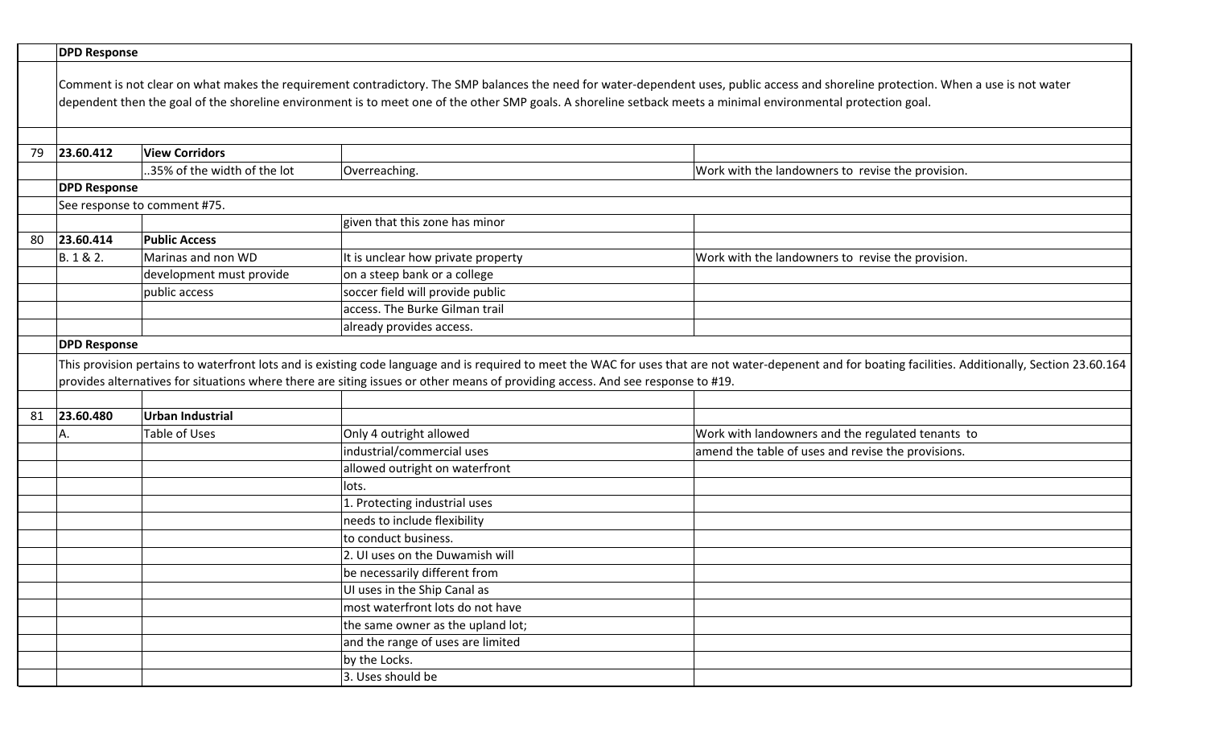| | | | | |
|---|---|---|---|---|
| | **DPD Response** | | | |
| | Comment is not clear on what makes the requirement contradictory. The SMP balances the need for water-dependent uses, public access and shoreline protection. When a use is not water dependent then the goal of the shoreline environment is to meet one of the other SMP goals. A shoreline setback meets a minimal environmental protection goal. | | | |
| | | | | |
| 79 | **23.60.412** | **View Corridors** | | |
| | | ..35% of the width of the lot | Overreaching. | Work with the landowners to revise the provision. |
| | **DPD Response** | | | |
| | See response to comment #75. | | | |
| | | | given that this zone has minor | |
| 80 | **23.60.414** | **Public Access** | | |
| | B. 1 & 2. | Marinas and non WD | It is unclear how private property | Work with the landowners to revise the provision. |
| | | development must provide | on a steep bank or a college | |
| | | public access | soccer field will provide public | |
| | | | access. The Burke Gilman trail | |
| | | | already provides access. | |
| | **DPD Response** | | | |
| | This provision pertains to waterfront lots and is existing code language and is required to meet the WAC for uses that are not water-depenent and for boating facilities. Additionally, Section 23.60.164 provides alternatives for situations where there are siting issues or other means of providing access. And see response to #19. | | | |
| | | | | |
| 81 | **23.60.480** | **Urban Industrial** | | |
| | A. | Table of Uses | Only 4 outright allowed | Work with landowners and the regulated tenants to |
| | | | industrial/commercial uses | amend the table of uses and revise the provisions. |
| | | | allowed outright on waterfront | |
| | | | lots. | |
| | | | 1. Protecting industrial uses | |
| | | | needs to include flexibility | |
| | | | to conduct business. | |
| | | | 2. UI uses on the Duwamish will | |
| | | | be necessarily different from | |
| | | | UI uses in the Ship Canal as | |
| | | | most waterfront lots do not have | |
| | | | the same owner as the upland lot; | |
| | | | and the range of uses are limited | |
| | | | by the Locks. | |
| | | | 3. Uses should be | |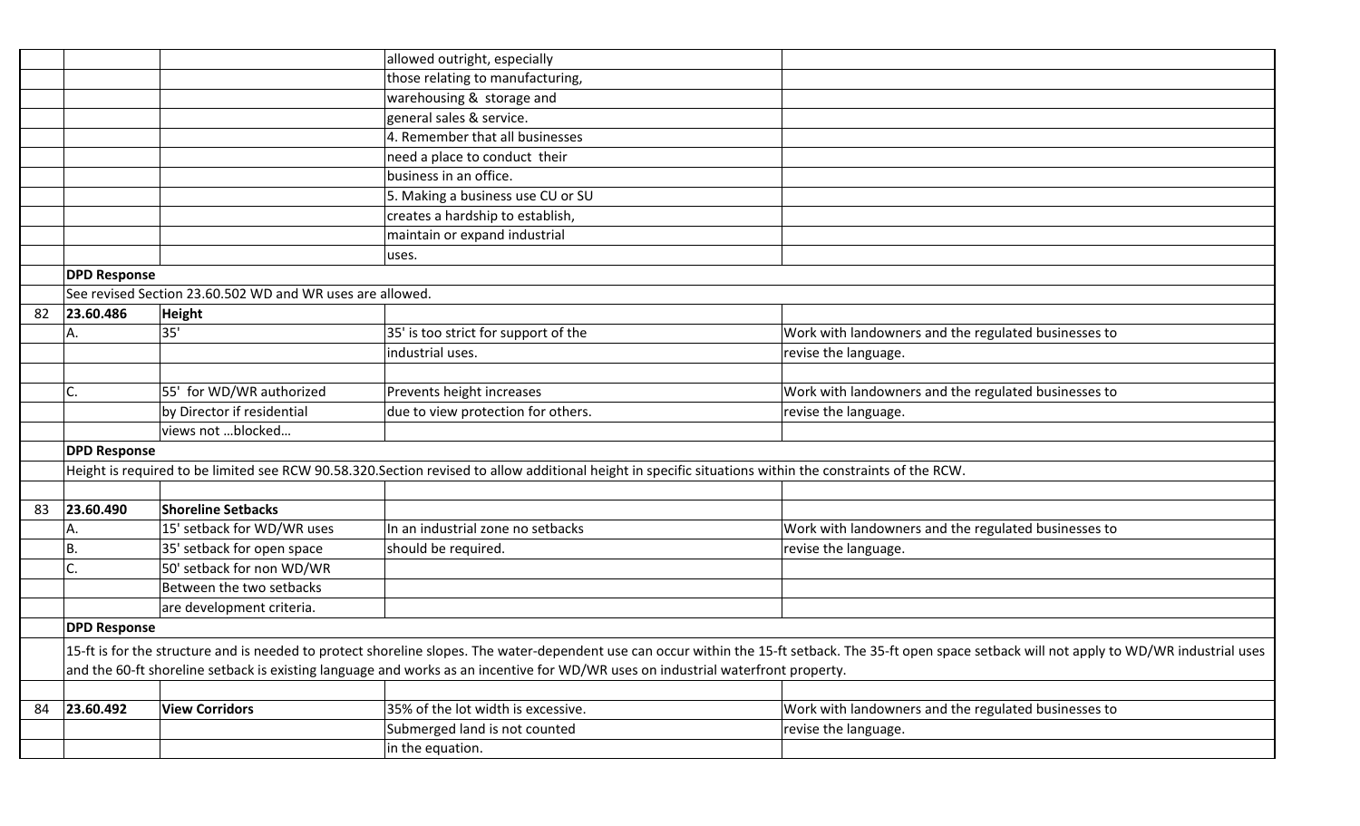| | | | | |
|---|---|---|---|---|
| | | | allowed outright, especially | |
| | | | those relating to manufacturing, | |
| | | | warehousing & storage and | |
| | | | general sales & service. | |
| | | | 4. Remember that all businesses | |
| | | | need a place to conduct their | |
| | | | business in an office. | |
| | | | 5. Making a business use CU or SU | |
| | | | creates a hardship to establish, | |
| | | | maintain or expand industrial | |
| | | | uses. | |
| | **DPD Response** | | | |
| | See revised Section 23.60.502 WD and WR uses are allowed. | | | |
| 82 | **23.60.486** | **Height** | | |
| | A. | 35' | 35' is too strict for support of the | Work with landowners and the regulated businesses to |
| | | | industrial uses. | revise the language. |
| | | | | |
| | C. | 55' for WD/WR authorized | Prevents height increases | Work with landowners and the regulated businesses to |
| | | by Director if residential | due to view protection for others. | revise the language. |
| | | views not …blocked… | | |
| | **DPD Response** | | | |
| | Height is required to be limited see RCW 90.58.320.Section revised to allow additional height in specific situations within the constraints of the RCW. | | | |
| | | | | |
| 83 | **23.60.490** | **Shoreline Setbacks** | | |
| | A. | 15' setback for WD/WR uses | In an industrial zone no setbacks | Work with landowners and the regulated businesses to |
| | B. | 35' setback for open space | should be required. | revise the language. |
| | C. | 50' setback for non WD/WR | | |
| | | Between the two setbacks | | |
| | | are development criteria. | | |
| | **DPD Response** | | | |
| | 15-ft is for the structure and is needed to protect shoreline slopes. The water-dependent use can occur within the 15-ft setback. The 35-ft open space setback will not apply to WD/WR industrial uses and the 60-ft shoreline setback is existing language and works as an incentive for WD/WR uses on industrial waterfront property. | | | |
| | | | | |
| 84 | **23.60.492** | **View Corridors** | 35% of the lot width is excessive. | Work with landowners and the regulated businesses to |
| | | | Submerged land is not counted | revise the language. |
| | | | in the equation. | |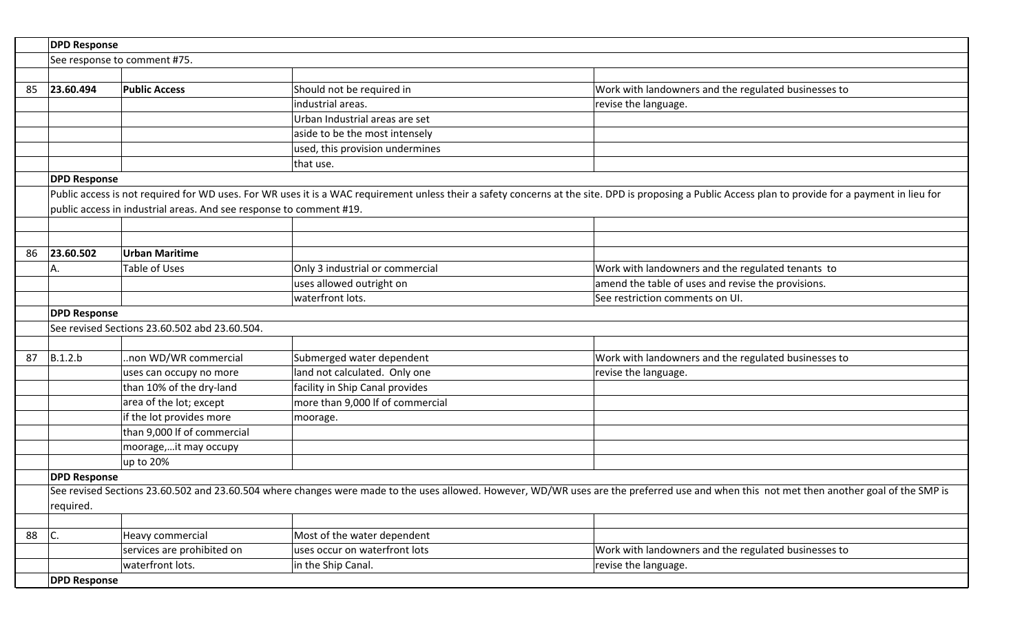| # | Section | Provision | Comment | Recommendation |
|---|---|---|---|---|
| | **DPD Response** | | | |
| | See response to comment #75. | | | |
| 85 | **23.60.494** | **Public Access** | Should not be required in industrial areas. Urban Industrial areas are set aside to be the most intensely used, this provision undermines that use. | Work with landowners and the regulated businesses to revise the language. |
| | **DPD Response** | | | |
| | Public access is not required for WD uses. For WR uses it is a WAC requirement unless their a safety concerns at the site. DPD is proposing a Public Access plan to provide for a payment in lieu for public access in industrial areas. And see response to comment #19. | | | |
| 86 | **23.60.502** | **Urban Maritime** | | |
| | A. | Table of Uses | Only 3 industrial or commercial uses allowed outright on waterfront lots. | Work with landowners and the regulated tenants to amend the table of uses and revise the provisions. See restriction comments on UI. |
| | **DPD Response** | | | |
| | See revised Sections 23.60.502 abd 23.60.504. | | | |
| 87 | B.1.2.b | ..non WD/WR commercial uses can occupy no more than 10% of the dry-land area of the lot; except if the lot provides more than 9,000 lf of commercial moorage,…it may occupy up to 20% | Submerged water dependent land not calculated. Only one facility in Ship Canal provides more than 9,000 lf of commercial moorage. | Work with landowners and the regulated businesses to revise the language. |
| | **DPD Response** | | | |
| | See revised Sections 23.60.502 and 23.60.504 where changes were made to the uses allowed. However, WD/WR uses are the preferred use and when this not met then another goal of the SMP is required. | | | |
| 88 | C. | Heavy commercial services are prohibited on waterfront lots. | Most of the water dependent uses occur on waterfront lots in the Ship Canal. | Work with landowners and the regulated businesses to revise the language. |
| | **DPD Response** | | | |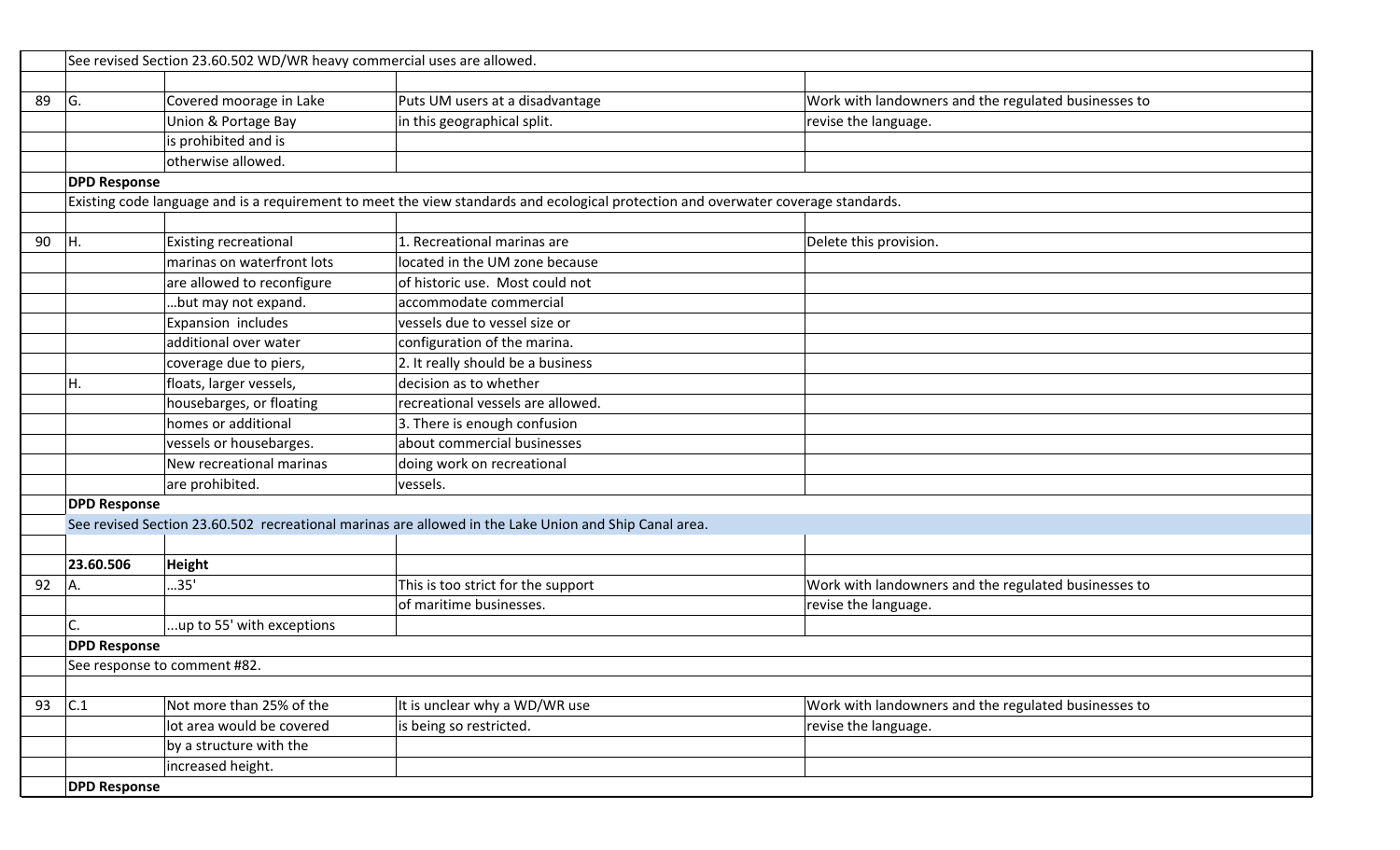| | | | | |
|---|---|---|---|---|
| | See revised Section 23.60.502 WD/WR heavy commercial uses are allowed. | | | |
| 89 | G. | Covered moorage in Lake Union & Portage Bay is prohibited and is otherwise allowed. | Puts UM users at a disadvantage in this geographical split. | Work with landowners and the regulated businesses to revise the language. |
| | **DPD Response** | | | |
| | Existing code language and is a requirement to meet the view standards and ecological protection and overwater coverage standards. | | | |
| 90 | H. | Existing recreational marinas on waterfront lots are allowed to reconfigure …but may not expand. Expansion includes additional over water coverage due to piers, | 1. Recreational marinas are located in the UM zone because of historic use. Most could not accommodate commercial vessels due to vessel size or configuration of the marina. 2. It really should be a business decision as to whether recreational vessels are allowed. 3. There is enough confusion about commercial businesses doing work on recreational vessels. | Delete this provision. |
| | H. | floats, larger vessels, housebarges, or floating homes or additional vessels or housebarges. New recreational marinas are prohibited. | | |
| | **DPD Response** | | | |
| | See revised Section 23.60.502 recreational marinas are allowed in the Lake Union and Ship Canal area. | | | |
| | **23.60.506** | **Height** | | |
| 92 | A. | …35' | This is too strict for the support of maritime businesses. | Work with landowners and the regulated businesses to revise the language. |
| | C. | …up to 55' with exceptions | | |
| | **DPD Response** | | | |
| | See response to comment #82. | | | |
| 93 | C.1 | Not more than 25% of the lot area would be covered by a structure with the increased height. | It is unclear why a WD/WR use is being so restricted. | Work with landowners and the regulated businesses to revise the language. |
| | **DPD Response** | | | |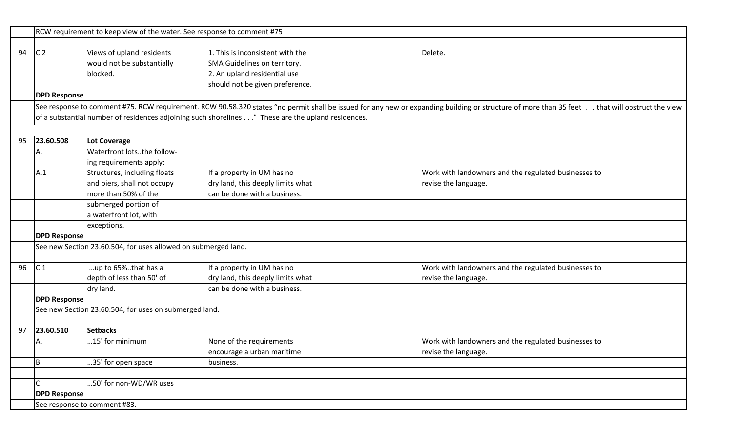| | | | | |
|---|---|---|---|---|
| | RCW requirement to keep view of the water. See response to comment #75 | | | |
| | | | | |
| 94 | C.2 | Views of upland residents would not be substantially blocked. | 1. This is inconsistent with the SMA Guidelines on territory. 2. An upland residential use should not be given preference. | Delete. |
| | **DPD Response** | | | |
| | See response to comment #75. RCW requirement. RCW 90.58.320 states "no permit shall be issued for any new or expanding building or structure of more than 35 feet . . . that will obstruct the view of a substantial number of residences adjoining such shorelines . . ." These are the upland residences. | | | |
| | | | | |
| 95 | **23.60.508** | **Lot Coverage** | | |
| | A. | Waterfront lots..the following requirements apply: | | |
| | A.1 | Structures, including floats and piers, shall not occupy more than 50% of the submerged portion of a waterfront lot, with exceptions. | If a property in UM has no dry land, this deeply limits what can be done with a business. | Work with landowners and the regulated businesses to revise the language. |
| | **DPD Response** | | | |
| | See new Section 23.60.504, for uses allowed on submerged land. | | | |
| | | | | |
| 96 | C.1 | …up to 65%..that has a depth of less than 50' of dry land. | If a property in UM has no dry land, this deeply limits what can be done with a business. | Work with landowners and the regulated businesses to revise the language. |
| | **DPD Response** | | | |
| | See new Section 23.60.504, for uses on submerged land. | | | |
| | | | | |
| 97 | **23.60.510** | **Setbacks** | | |
| | A. | …15' for minimum | None of the requirements encourage a urban maritime business. | Work with landowners and the regulated businesses to revise the language. |
| | B. | …35' for open space | | |
| | | | | |
| | C. | …50' for non-WD/WR uses | | |
| | **DPD Response** | | | |
| | See response to comment #83. | | | |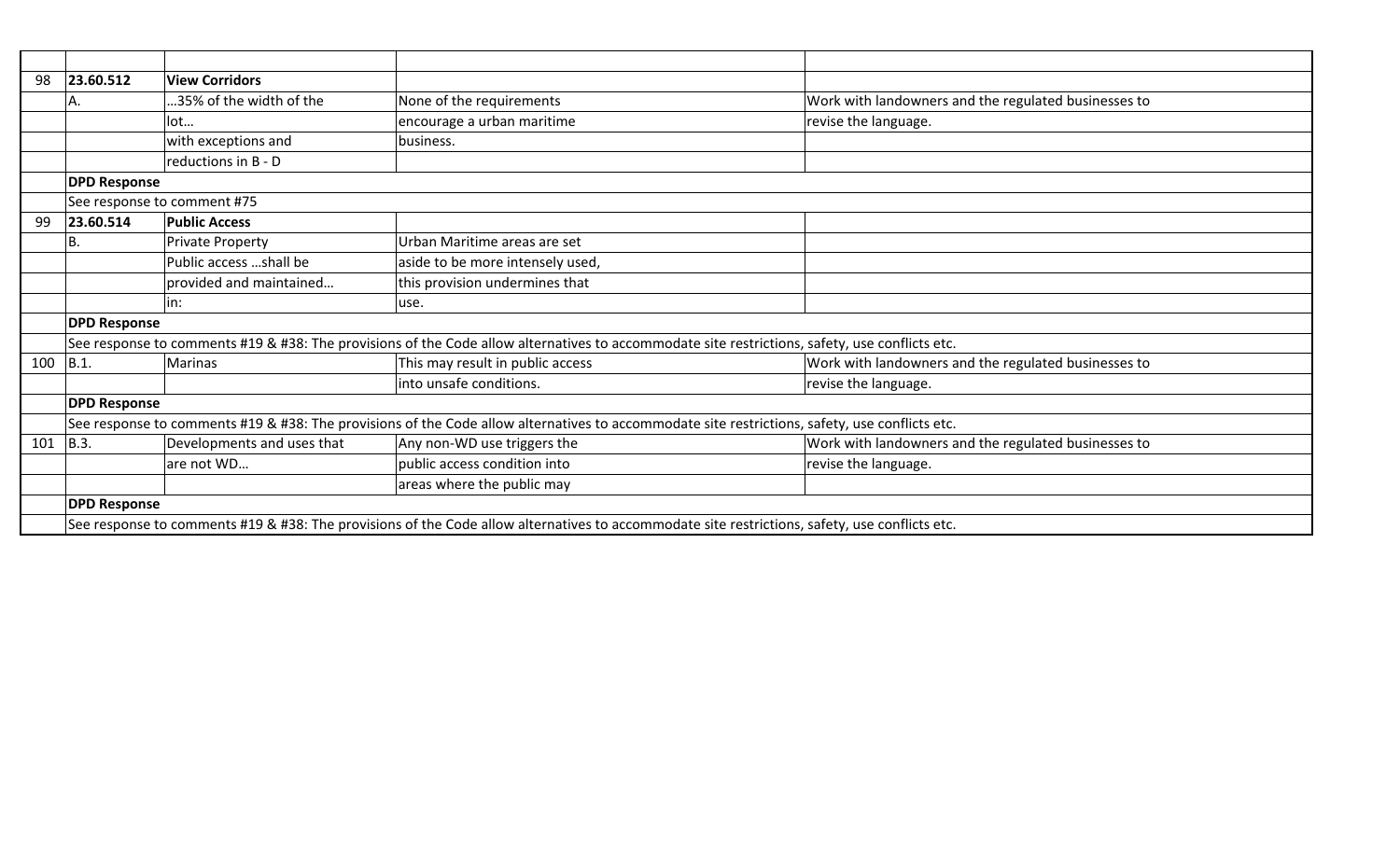| | | | | |
|---|---|---|---|---|
| 98 | **23.60.512** | **View Corridors** | | |
| | A. | …35% of the width of the | None of the requirements | Work with landowners and the regulated businesses to |
| | | lot… | encourage a urban maritime | revise the language. |
| | | with exceptions and | business. | |
| | | reductions in B - D | | |
| | **DPD Response** | | | |
| | See response to comment #75 | | | |
| 99 | **23.60.514** | **Public Access** | | |
| | B. | Private Property | Urban Maritime areas are set | |
| | | Public access …shall be | aside to be more intensely used, | |
| | | provided and maintained… | this provision undermines that | |
| | | in: | use. | |
| | **DPD Response** | | | |
| | See response to comments #19 & #38: The provisions of the Code allow alternatives to accommodate site restrictions, safety, use conflicts etc. | | | |
| 100 | B.1. | Marinas | This may result in public access | Work with landowners and the regulated businesses to |
| | | | into unsafe conditions. | revise the language. |
| | **DPD Response** | | | |
| | See response to comments #19 & #38: The provisions of the Code allow alternatives to accommodate site restrictions, safety, use conflicts etc. | | | |
| 101 | B.3. | Developments and uses that | Any non-WD use triggers the | Work with landowners and the regulated businesses to |
| | | are not WD… | public access condition into | revise the language. |
| | | | areas where the public may | |
| | **DPD Response** | | | |
| | See response to comments #19 & #38: The provisions of the Code allow alternatives to accommodate site restrictions, safety, use conflicts etc. | | | |